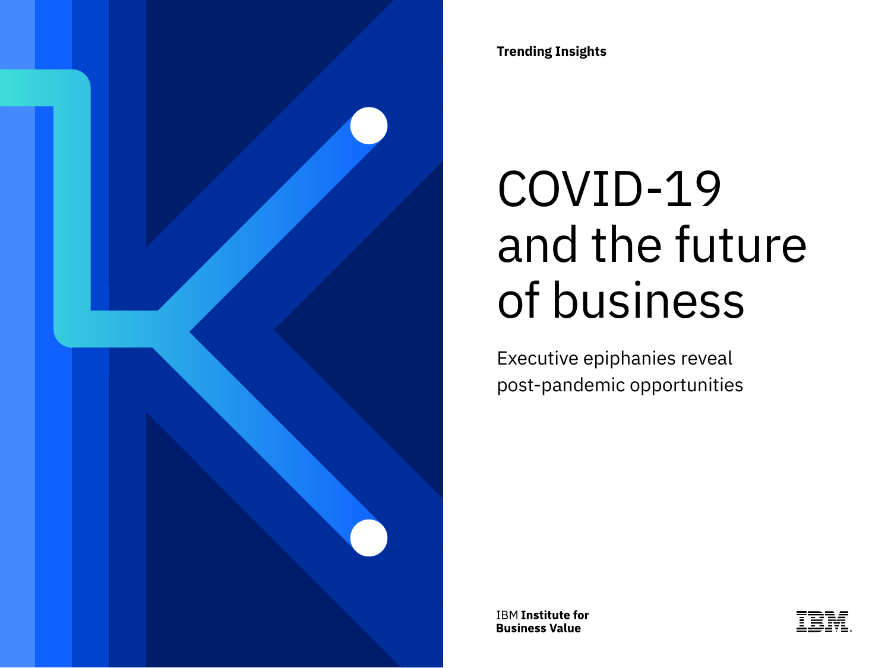Trending Insights

# COVID-19 and the future of business

Executive epiphanies reveal post-pandemic opportunities

IBM **Institute for Business Value**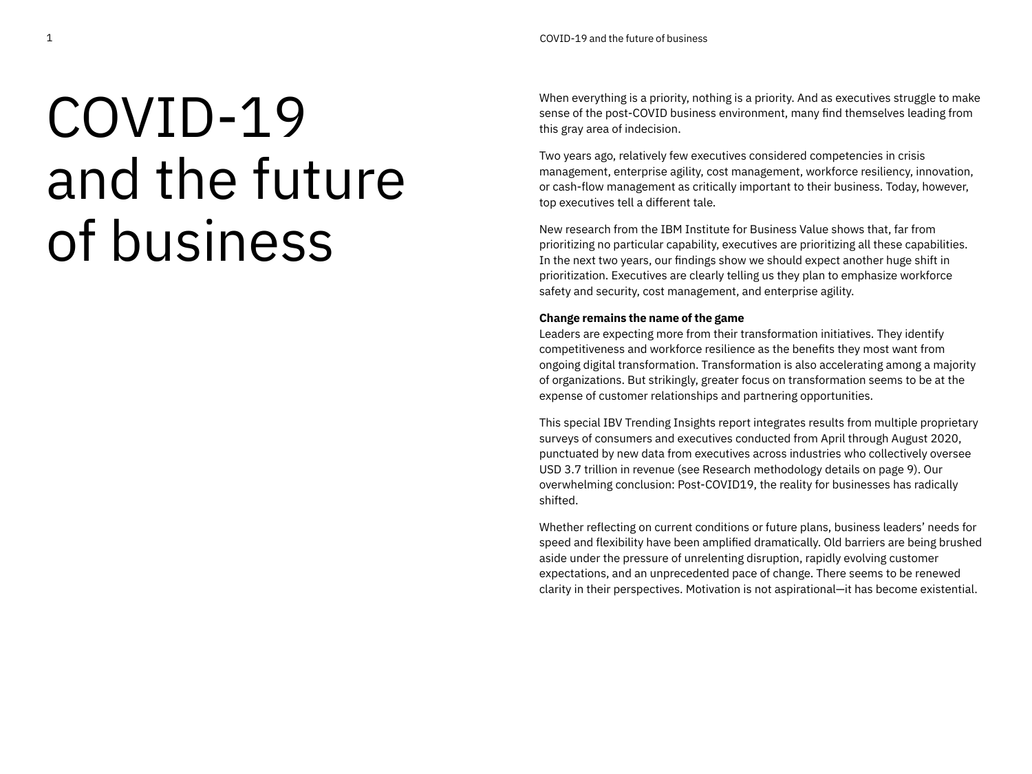# COVID-19 and the future of business

When everything is a priority, nothing is a priority. And as executives struggle to make sense of the post-COVID business environment, many find themselves leading from this gray area of indecision.

Two years ago, relatively few executives considered competencies in crisis management, enterprise agility, cost management, workforce resiliency, innovation, or cash-flow management as critically important to their business. Today, however, top executives tell a different tale.

New research from the IBM Institute for Business Value shows that, far from prioritizing no particular capability, executives are prioritizing all these capabilities. In the next two years, our findings show we should expect another huge shift in prioritization. Executives are clearly telling us they plan to emphasize workforce safety and security, cost management, and enterprise agility.

**Change remains the name of the game**

Leaders are expecting more from their transformation initiatives. They identify competitiveness and workforce resilience as the benefits they most want from ongoing digital transformation. Transformation is also accelerating among a majority of organizations. But strikingly, greater focus on transformation seems to be at the expense of customer relationships and partnering opportunities.

This special IBV Trending Insights report integrates results from multiple proprietary surveys of consumers and executives conducted from April through August 2020, punctuated by new data from executives across industries who collectively oversee USD 3.7 trillion in revenue (see Research methodology details on page 9). Our overwhelming conclusion: Post-COVID19, the reality for businesses has radically shifted.

Whether reflecting on current conditions or future plans, business leaders' needs for speed and flexibility have been amplified dramatically. Old barriers are being brushed aside under the pressure of unrelenting disruption, rapidly evolving customer expectations, and an unprecedented pace of change. There seems to be renewed clarity in their perspectives. Motivation is not aspirational—it has become existential.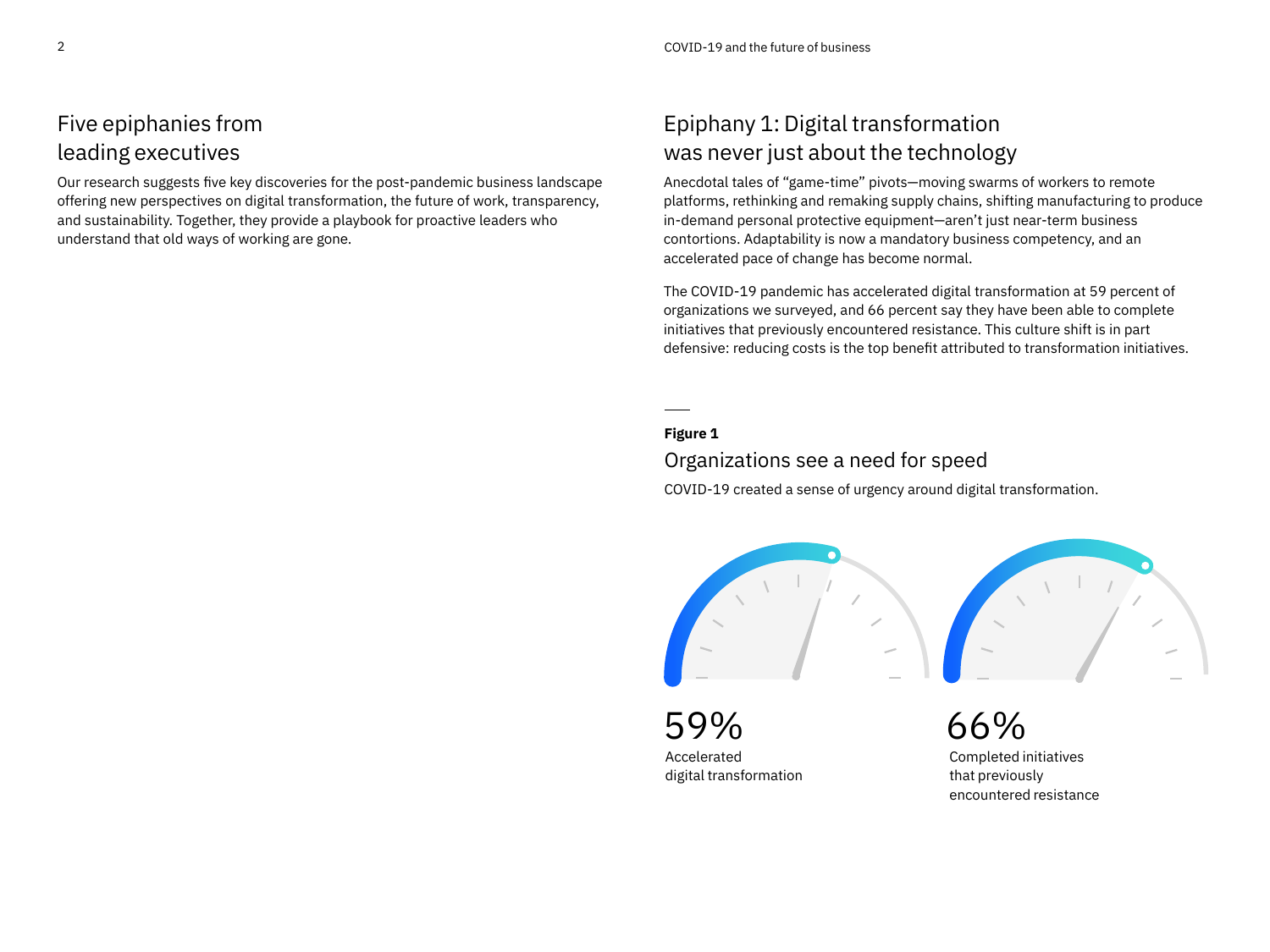## Five epiphanies from leading executives

Our research suggests five key discoveries for the post-pandemic business landscape offering new perspectives on digital transformation, the future of work, transparency, and sustainability. Together, they provide a playbook for proactive leaders who understand that old ways of working are gone.

## Epiphany 1: Digital transformation was never just about the technology

Anecdotal tales of "game-time" pivots—moving swarms of workers to remote platforms, rethinking and remaking supply chains, shifting manufacturing to produce in-demand personal protective equipment—aren't just near-term business contortions. Adaptability is now a mandatory business competency, and an accelerated pace of change has become normal.

The COVID-19 pandemic has accelerated digital transformation at 59 percent of organizations we surveyed, and 66 percent say they have been able to complete initiatives that previously encountered resistance. This culture shift is in part defensive: reducing costs is the top benefit attributed to transformation initiatives.

**Figure 1**

### Organizations see a need for speed

COVID-19 created a sense of urgency around digital transformation.

59%
Accelerated digital transformation

66%
Completed initiatives that previously encountered resistance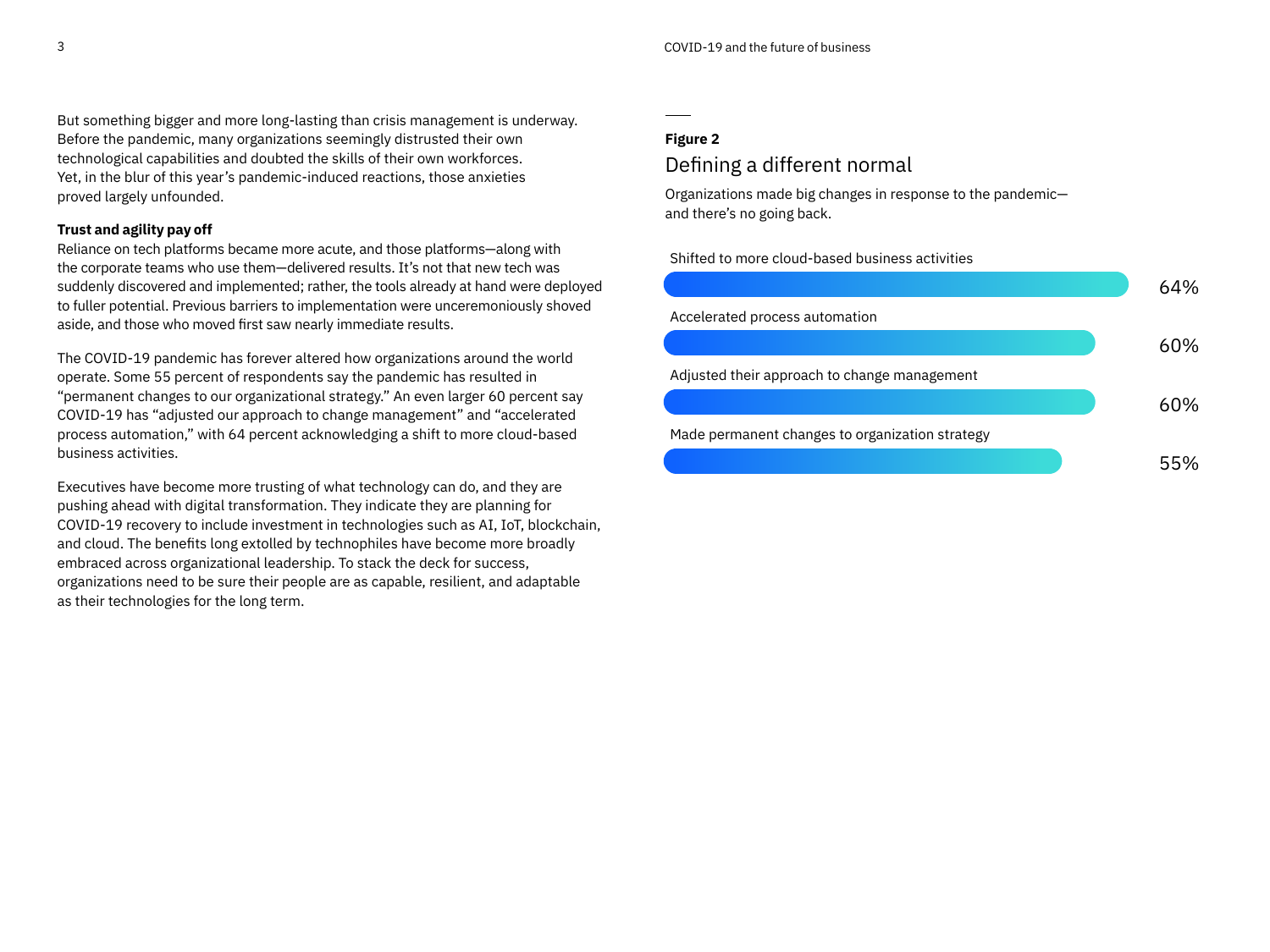But something bigger and more long-lasting than crisis management is underway. Before the pandemic, many organizations seemingly distrusted their own technological capabilities and doubted the skills of their own workforces. Yet, in the blur of this year's pandemic-induced reactions, those anxieties proved largely unfounded.

**Trust and agility pay off**

Reliance on tech platforms became more acute, and those platforms—along with the corporate teams who use them—delivered results. It's not that new tech was suddenly discovered and implemented; rather, the tools already at hand were deployed to fuller potential. Previous barriers to implementation were unceremoniously shoved aside, and those who moved first saw nearly immediate results.

The COVID-19 pandemic has forever altered how organizations around the world operate. Some 55 percent of respondents say the pandemic has resulted in "permanent changes to our organizational strategy." An even larger 60 percent say COVID-19 has "adjusted our approach to change management" and "accelerated process automation," with 64 percent acknowledging a shift to more cloud-based business activities.

Executives have become more trusting of what technology can do, and they are pushing ahead with digital transformation. They indicate they are planning for COVID-19 recovery to include investment in technologies such as AI, IoT, blockchain, and cloud. The benefits long extolled by technophiles have become more broadly embraced across organizational leadership. To stack the deck for success, organizations need to be sure their people are as capable, resilient, and adaptable as their technologies for the long term.

**Figure 2**

## Defining a different normal

Organizations made big changes in response to the pandemic—and there's no going back.

| Change | Percentage |
|---|---|
| Shifted to more cloud-based business activities | 64% |
| Accelerated process automation | 60% |
| Adjusted their approach to change management | 60% |
| Made permanent changes to organization strategy | 55% |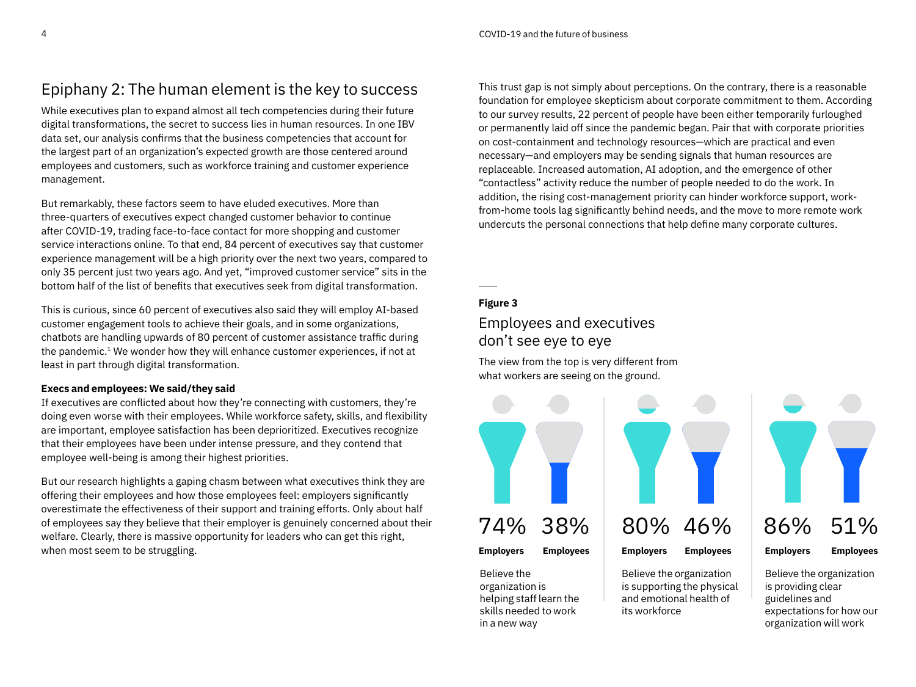## Epiphany 2: The human element is the key to success

While executives plan to expand almost all tech competencies during their future digital transformations, the secret to success lies in human resources. In one IBV data set, our analysis confirms that the business competencies that account for the largest part of an organization's expected growth are those centered around employees and customers, such as workforce training and customer experience management.

But remarkably, these factors seem to have eluded executives. More than three-quarters of executives expect changed customer behavior to continue after COVID-19, trading face-to-face contact for more shopping and customer service interactions online. To that end, 84 percent of executives say that customer experience management will be a high priority over the next two years, compared to only 35 percent just two years ago. And yet, "improved customer service" sits in the bottom half of the list of benefits that executives seek from digital transformation.

This is curious, since 60 percent of executives also said they will employ AI-based customer engagement tools to achieve their goals, and in some organizations, chatbots are handling upwards of 80 percent of customer assistance traffic during the pandemic.[1] We wonder how they will enhance customer experiences, if not at least in part through digital transformation.

**Execs and employees: We said/they said**

If executives are conflicted about how they're connecting with customers, they're doing even worse with their employees. While workforce safety, skills, and flexibility are important, employee satisfaction has been deprioritized. Executives recognize that their employees have been under intense pressure, and they contend that employee well-being is among their highest priorities.

But our research highlights a gaping chasm between what executives think they are offering their employees and how those employees feel: employers significantly overestimate the effectiveness of their support and training efforts. Only about half of employees say they believe that their employer is genuinely concerned about their welfare. Clearly, there is massive opportunity for leaders who can get this right, when most seem to be struggling.

This trust gap is not simply about perceptions. On the contrary, there is a reasonable foundation for employee skepticism about corporate commitment to them. According to our survey results, 22 percent of people have been either temporarily furloughed or permanently laid off since the pandemic began. Pair that with corporate priorities on cost-containment and technology resources—which are practical and even necessary—and employers may be sending signals that human resources are replaceable. Increased automation, AI adoption, and the emergence of other "contactless" activity reduce the number of people needed to do the work. In addition, the rising cost-management priority can hinder workforce support, work-from-home tools lag significantly behind needs, and the move to more remote work undercuts the personal connections that help define many corporate cultures.

**Figure 3**

### Employees and executives don't see eye to eye

The view from the top is very different from what workers are seeing on the ground.

| | Employers | Employees |
|---|---|---|
| Believe the organization is helping staff learn the skills needed to work in a new way | 74% | 38% |
| Believe the organization is supporting the physical and emotional health of its workforce | 80% | 46% |
| Believe the organization is providing clear guidelines and expectations for how our organization will work | 86% | 51% |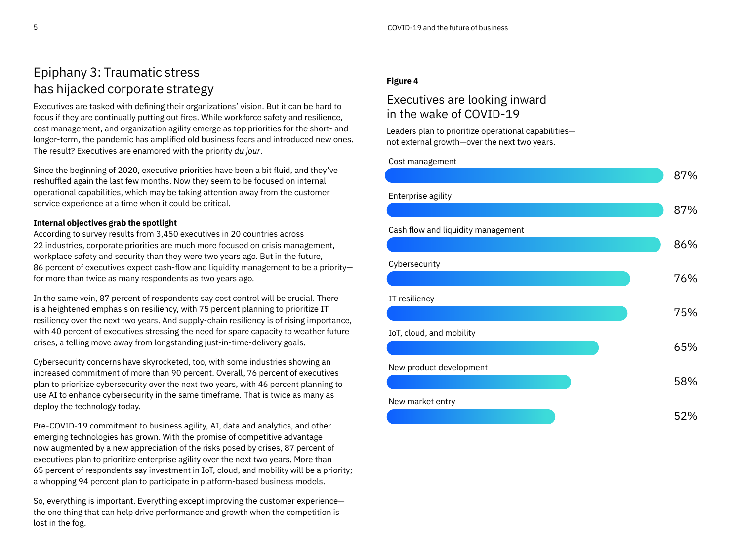## Epiphany 3: Traumatic stress has hijacked corporate strategy

Executives are tasked with defining their organizations' vision. But it can be hard to focus if they are continually putting out fires. While workforce safety and resilience, cost management, and organization agility emerge as top priorities for the short- and longer-term, the pandemic has amplified old business fears and introduced new ones. The result? Executives are enamored with the priority *du jour*.

Since the beginning of 2020, executive priorities have been a bit fluid, and they've reshuffled again the last few months. Now they seem to be focused on internal operational capabilities, which may be taking attention away from the customer service experience at a time when it could be critical.

**Internal objectives grab the spotlight**

According to survey results from 3,450 executives in 20 countries across 22 industries, corporate priorities are much more focused on crisis management, workplace safety and security than they were two years ago. But in the future, 86 percent of executives expect cash-flow and liquidity management to be a priority—for more than twice as many respondents as two years ago.

In the same vein, 87 percent of respondents say cost control will be crucial. There is a heightened emphasis on resiliency, with 75 percent planning to prioritize IT resiliency over the next two years. And supply-chain resiliency is of rising importance, with 40 percent of executives stressing the need for spare capacity to weather future crises, a telling move away from longstanding just-in-time-delivery goals.

Cybersecurity concerns have skyrocketed, too, with some industries showing an increased commitment of more than 90 percent. Overall, 76 percent of executives plan to prioritize cybersecurity over the next two years, with 46 percent planning to use AI to enhance cybersecurity in the same timeframe. That is twice as many as deploy the technology today.

Pre-COVID-19 commitment to business agility, AI, data and analytics, and other emerging technologies has grown. With the promise of competitive advantage now augmented by a new appreciation of the risks posed by crises, 87 percent of executives plan to prioritize enterprise agility over the next two years. More than 65 percent of respondents say investment in IoT, cloud, and mobility will be a priority; a whopping 94 percent plan to participate in platform-based business models.

So, everything is important. Everything except improving the customer experience—the one thing that can help drive performance and growth when the competition is lost in the fog.

**Figure 4**

### Executives are looking inward in the wake of COVID-19

Leaders plan to prioritize operational capabilities—not external growth—over the next two years.

| Priority | Percent |
| --- | --- |
| Cost management | 87% |
| Enterprise agility | 87% |
| Cash flow and liquidity management | 86% |
| Cybersecurity | 76% |
| IT resiliency | 75% |
| IoT, cloud, and mobility | 65% |
| New product development | 58% |
| New market entry | 52% |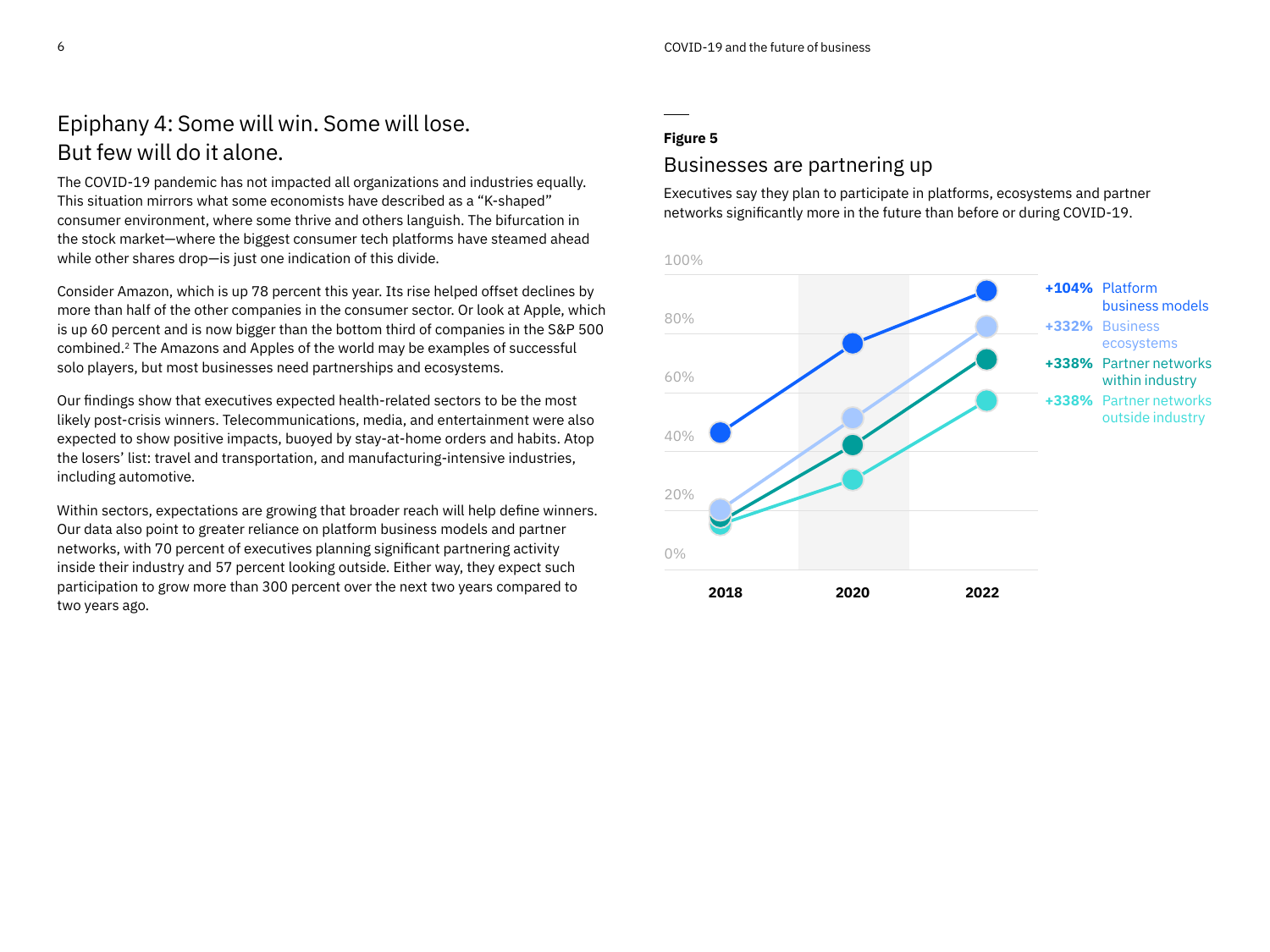## Epiphany 4: Some will win. Some will lose. But few will do it alone.

The COVID-19 pandemic has not impacted all organizations and industries equally. This situation mirrors what some economists have described as a "K-shaped" consumer environment, where some thrive and others languish. The bifurcation in the stock market—where the biggest consumer tech platforms have steamed ahead while other shares drop—is just one indication of this divide.

Consider Amazon, which is up 78 percent this year. Its rise helped offset declines by more than half of the other companies in the consumer sector. Or look at Apple, which is up 60 percent and is now bigger than the bottom third of companies in the S&P 500 combined.[2] The Amazons and Apples of the world may be examples of successful solo players, but most businesses need partnerships and ecosystems.

Our findings show that executives expected health-related sectors to be the most likely post-crisis winners. Telecommunications, media, and entertainment were also expected to show positive impacts, buoyed by stay-at-home orders and habits. Atop the losers' list: travel and transportation, and manufacturing-intensive industries, including automotive.

Within sectors, expectations are growing that broader reach will help define winners. Our data also point to greater reliance on platform business models and partner networks, with 70 percent of executives planning significant partnering activity inside their industry and 57 percent looking outside. Either way, they expect such participation to grow more than 300 percent over the next two years compared to two years ago.

**Figure 5**

### Businesses are partnering up

Executives say they plan to participate in platforms, ecosystems and partner networks significantly more in the future than before or during COVID-19.

- **+104%** Platform business models
- **+332%** Business ecosystems
- **+338%** Partner networks within industry
- **+338%** Partner networks outside industry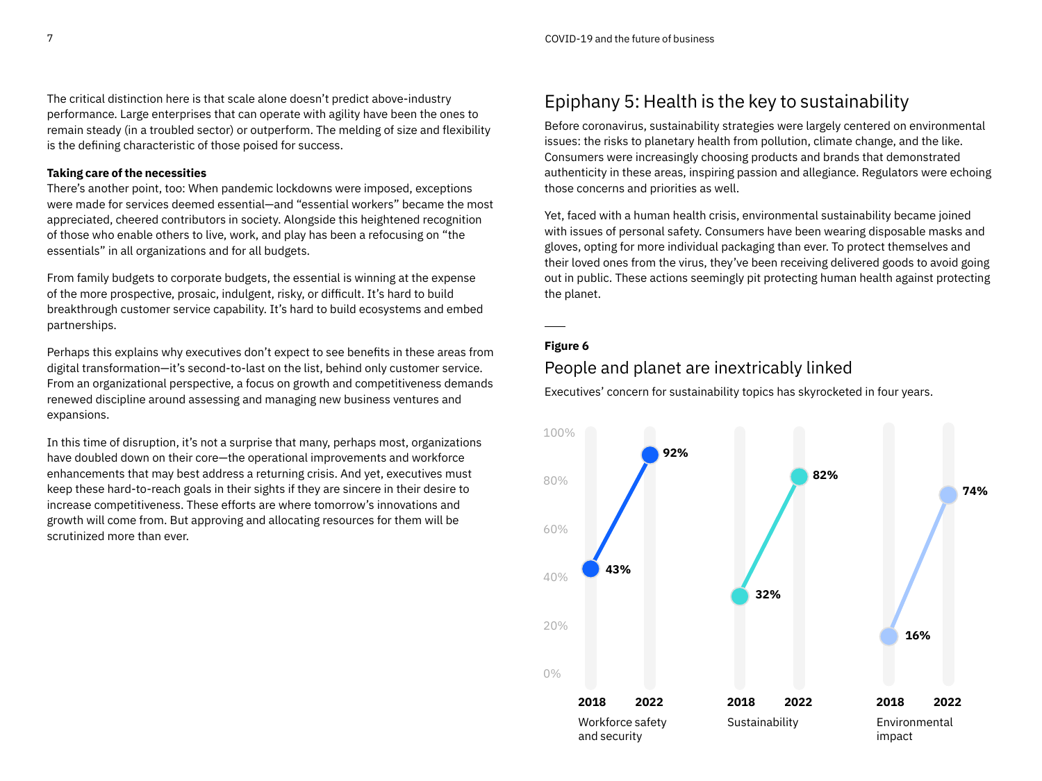The critical distinction here is that scale alone doesn't predict above-industry performance. Large enterprises that can operate with agility have been the ones to remain steady (in a troubled sector) or outperform. The melding of size and flexibility is the defining characteristic of those poised for success.

**Taking care of the necessities**

There's another point, too: When pandemic lockdowns were imposed, exceptions were made for services deemed essential—and "essential workers" became the most appreciated, cheered contributors in society. Alongside this heightened recognition of those who enable others to live, work, and play has been a refocusing on "the essentials" in all organizations and for all budgets.

From family budgets to corporate budgets, the essential is winning at the expense of the more prospective, prosaic, indulgent, risky, or difficult. It's hard to build breakthrough customer service capability. It's hard to build ecosystems and embed partnerships.

Perhaps this explains why executives don't expect to see benefits in these areas from digital transformation—it's second-to-last on the list, behind only customer service. From an organizational perspective, a focus on growth and competitiveness demands renewed discipline around assessing and managing new business ventures and expansions.

In this time of disruption, it's not a surprise that many, perhaps most, organizations have doubled down on their core—the operational improvements and workforce enhancements that may best address a returning crisis. And yet, executives must keep these hard-to-reach goals in their sights if they are sincere in their desire to increase competitiveness. These efforts are where tomorrow's innovations and growth will come from. But approving and allocating resources for them will be scrutinized more than ever.

## Epiphany 5: Health is the key to sustainability

Before coronavirus, sustainability strategies were largely centered on environmental issues: the risks to planetary health from pollution, climate change, and the like. Consumers were increasingly choosing products and brands that demonstrated authenticity in these areas, inspiring passion and allegiance. Regulators were echoing those concerns and priorities as well.

Yet, faced with a human health crisis, environmental sustainability became joined with issues of personal safety. Consumers have been wearing disposable masks and gloves, opting for more individual packaging than ever. To protect themselves and their loved ones from the virus, they've been receiving delivered goods to avoid going out in public. These actions seemingly pit protecting human health against protecting the planet.

**Figure 6**

### People and planet are inextricably linked

Executives' concern for sustainability topics has skyrocketed in four years.

| | 2018 | 2022 |
|---|---|---|
| Workforce safety and security | 43% | 92% |
| Sustainability | 32% | 82% |
| Environmental impact | 16% | 74% |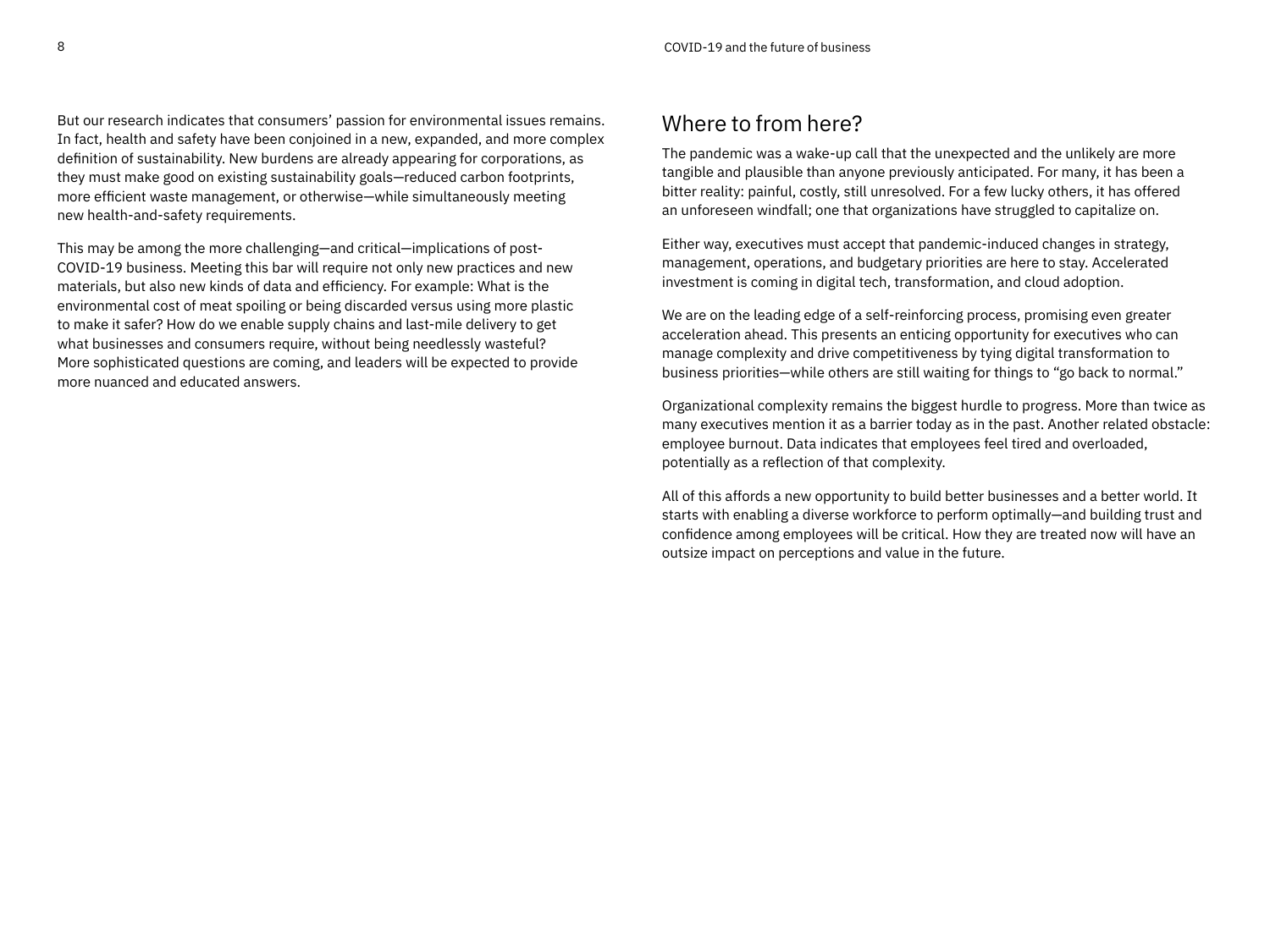But our research indicates that consumers' passion for environmental issues remains. In fact, health and safety have been conjoined in a new, expanded, and more complex definition of sustainability. New burdens are already appearing for corporations, as they must make good on existing sustainability goals—reduced carbon footprints, more efficient waste management, or otherwise—while simultaneously meeting new health-and-safety requirements.

This may be among the more challenging—and critical—implications of post-COVID-19 business. Meeting this bar will require not only new practices and new materials, but also new kinds of data and efficiency. For example: What is the environmental cost of meat spoiling or being discarded versus using more plastic to make it safer? How do we enable supply chains and last-mile delivery to get what businesses and consumers require, without being needlessly wasteful? More sophisticated questions are coming, and leaders will be expected to provide more nuanced and educated answers.

## Where to from here?

The pandemic was a wake-up call that the unexpected and the unlikely are more tangible and plausible than anyone previously anticipated. For many, it has been a bitter reality: painful, costly, still unresolved. For a few lucky others, it has offered an unforeseen windfall; one that organizations have struggled to capitalize on.

Either way, executives must accept that pandemic-induced changes in strategy, management, operations, and budgetary priorities are here to stay. Accelerated investment is coming in digital tech, transformation, and cloud adoption.

We are on the leading edge of a self-reinforcing process, promising even greater acceleration ahead. This presents an enticing opportunity for executives who can manage complexity and drive competitiveness by tying digital transformation to business priorities—while others are still waiting for things to "go back to normal."

Organizational complexity remains the biggest hurdle to progress. More than twice as many executives mention it as a barrier today as in the past. Another related obstacle: employee burnout. Data indicates that employees feel tired and overloaded, potentially as a reflection of that complexity.

All of this affords a new opportunity to build better businesses and a better world. It starts with enabling a diverse workforce to perform optimally—and building trust and confidence among employees will be critical. How they are treated now will have an outsize impact on perceptions and value in the future.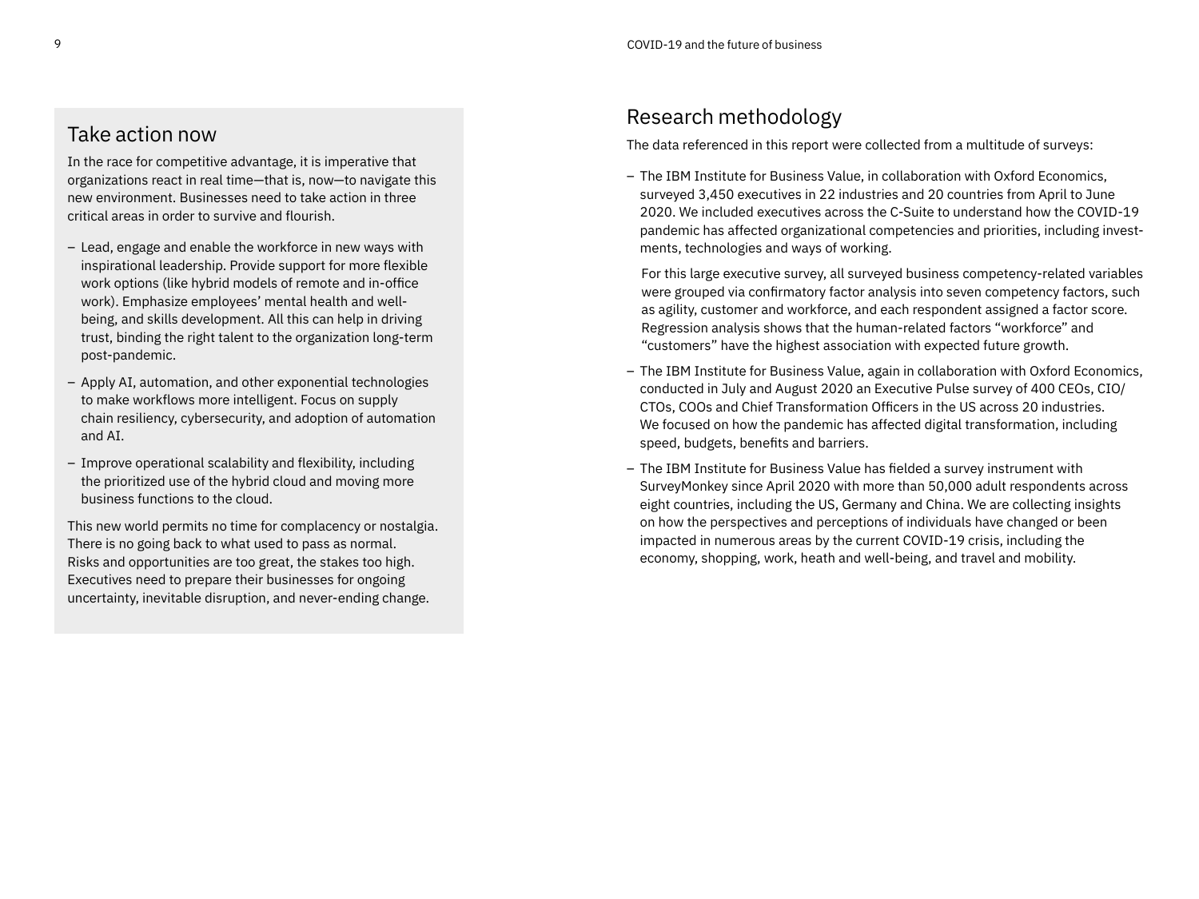## Take action now

In the race for competitive advantage, it is imperative that organizations react in real time—that is, now—to navigate this new environment. Businesses need to take action in three critical areas in order to survive and flourish.

– Lead, engage and enable the workforce in new ways with inspirational leadership. Provide support for more flexible work options (like hybrid models of remote and in-office work). Emphasize employees' mental health and well-being, and skills development. All this can help in driving trust, binding the right talent to the organization long-term post-pandemic.

– Apply AI, automation, and other exponential technologies to make workflows more intelligent. Focus on supply chain resiliency, cybersecurity, and adoption of automation and AI.

– Improve operational scalability and flexibility, including the prioritized use of the hybrid cloud and moving more business functions to the cloud.

This new world permits no time for complacency or nostalgia. There is no going back to what used to pass as normal. Risks and opportunities are too great, the stakes too high. Executives need to prepare their businesses for ongoing uncertainty, inevitable disruption, and never-ending change.

## Research methodology

The data referenced in this report were collected from a multitude of surveys:

– The IBM Institute for Business Value, in collaboration with Oxford Economics, surveyed 3,450 executives in 22 industries and 20 countries from April to June 2020. We included executives across the C-Suite to understand how the COVID-19 pandemic has affected organizational competencies and priorities, including investments, technologies and ways of working.

  For this large executive survey, all surveyed business competency-related variables were grouped via confirmatory factor analysis into seven competency factors, such as agility, customer and workforce, and each respondent assigned a factor score. Regression analysis shows that the human-related factors "workforce" and "customers" have the highest association with expected future growth.

– The IBM Institute for Business Value, again in collaboration with Oxford Economics, conducted in July and August 2020 an Executive Pulse survey of 400 CEOs, CIO/CTOs, COOs and Chief Transformation Officers in the US across 20 industries. We focused on how the pandemic has affected digital transformation, including speed, budgets, benefits and barriers.

– The IBM Institute for Business Value has fielded a survey instrument with SurveyMonkey since April 2020 with more than 50,000 adult respondents across eight countries, including the US, Germany and China. We are collecting insights on how the perspectives and perceptions of individuals have changed or been impacted in numerous areas by the current COVID-19 crisis, including the economy, shopping, work, heath and well-being, and travel and mobility.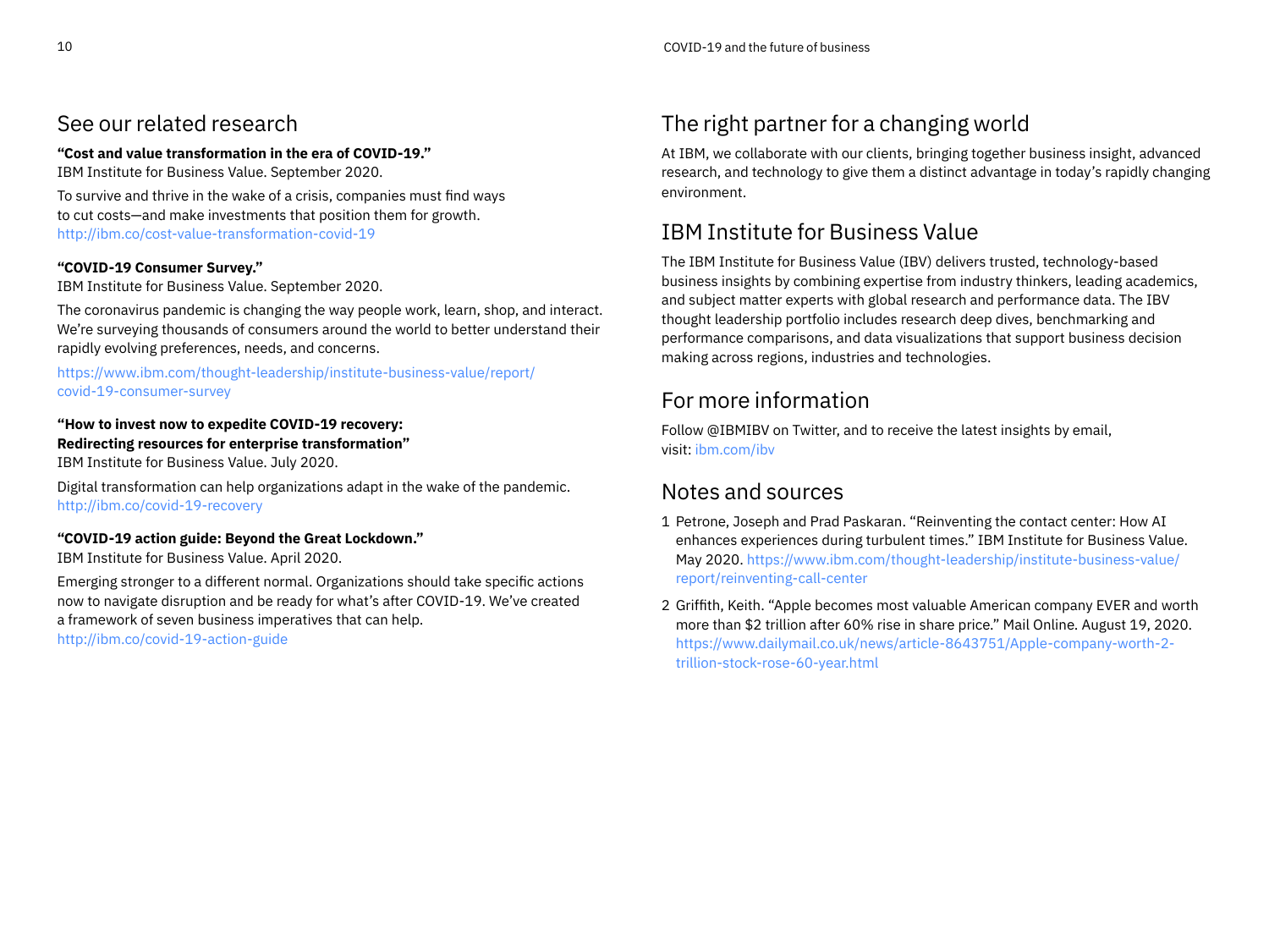## See our related research

**"Cost and value transformation in the era of COVID-19."**
IBM Institute for Business Value. September 2020.

To survive and thrive in the wake of a crisis, companies must find ways to cut costs—and make investments that position them for growth.
http://ibm.co/cost-value-transformation-covid-19

**"COVID-19 Consumer Survey."**
IBM Institute for Business Value. September 2020.

The coronavirus pandemic is changing the way people work, learn, shop, and interact. We're surveying thousands of consumers around the world to better understand their rapidly evolving preferences, needs, and concerns.

https://www.ibm.com/thought-leadership/institute-business-value/report/covid-19-consumer-survey

**"How to invest now to expedite COVID-19 recovery: Redirecting resources for enterprise transformation"**
IBM Institute for Business Value. July 2020.

Digital transformation can help organizations adapt in the wake of the pandemic.
http://ibm.co/covid-19-recovery

**"COVID-19 action guide: Beyond the Great Lockdown."**
IBM Institute for Business Value. April 2020.

Emerging stronger to a different normal. Organizations should take specific actions now to navigate disruption and be ready for what's after COVID-19. We've created a framework of seven business imperatives that can help.
http://ibm.co/covid-19-action-guide

## The right partner for a changing world

At IBM, we collaborate with our clients, bringing together business insight, advanced research, and technology to give them a distinct advantage in today's rapidly changing environment.

## IBM Institute for Business Value

The IBM Institute for Business Value (IBV) delivers trusted, technology-based business insights by combining expertise from industry thinkers, leading academics, and subject matter experts with global research and performance data. The IBV thought leadership portfolio includes research deep dives, benchmarking and performance comparisons, and data visualizations that support business decision making across regions, industries and technologies.

## For more information

Follow @IBMIBV on Twitter, and to receive the latest insights by email, visit: ibm.com/ibv

## Notes and sources

1. Petrone, Joseph and Prad Paskaran. "Reinventing the contact center: How AI enhances experiences during turbulent times." IBM Institute for Business Value. May 2020. https://www.ibm.com/thought-leadership/institute-business-value/report/reinventing-call-center
2. Griffith, Keith. "Apple becomes most valuable American company EVER and worth more than $2 trillion after 60% rise in share price." Mail Online. August 19, 2020. https://www.dailymail.co.uk/news/article-8643751/Apple-company-worth-2-trillion-stock-rose-60-year.html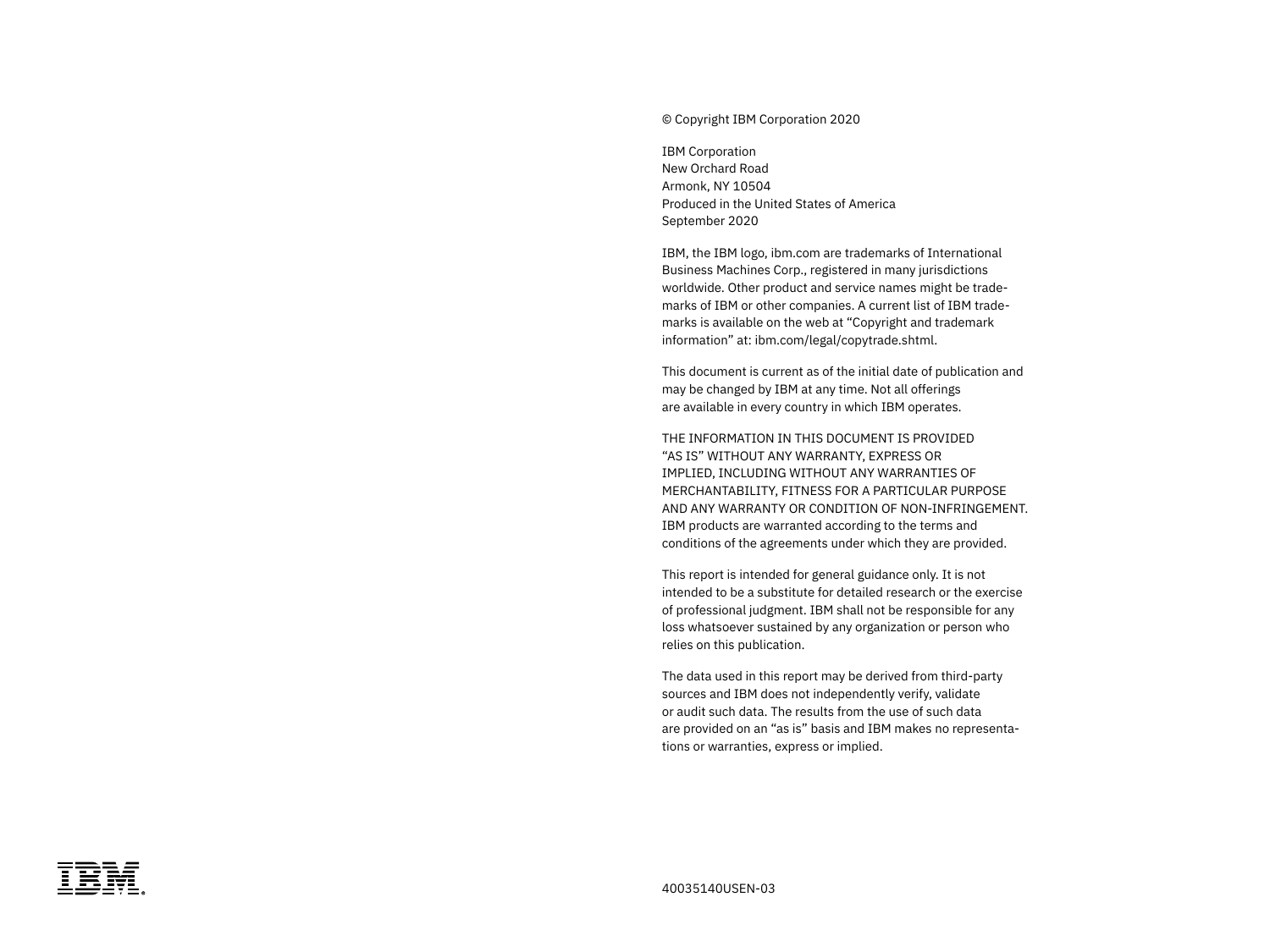© Copyright IBM Corporation 2020

IBM Corporation
New Orchard Road
Armonk, NY 10504
Produced in the United States of America
September 2020

IBM, the IBM logo, ibm.com are trademarks of International Business Machines Corp., registered in many jurisdictions worldwide. Other product and service names might be trademarks of IBM or other companies. A current list of IBM trademarks is available on the web at "Copyright and trademark information" at: ibm.com/legal/copytrade.shtml.

This document is current as of the initial date of publication and may be changed by IBM at any time. Not all offerings are available in every country in which IBM operates.

THE INFORMATION IN THIS DOCUMENT IS PROVIDED "AS IS" WITHOUT ANY WARRANTY, EXPRESS OR IMPLIED, INCLUDING WITHOUT ANY WARRANTIES OF MERCHANTABILITY, FITNESS FOR A PARTICULAR PURPOSE AND ANY WARRANTY OR CONDITION OF NON-INFRINGEMENT. IBM products are warranted according to the terms and conditions of the agreements under which they are provided.

This report is intended for general guidance only. It is not intended to be a substitute for detailed research or the exercise of professional judgment. IBM shall not be responsible for any loss whatsoever sustained by any organization or person who relies on this publication.

The data used in this report may be derived from third-party sources and IBM does not independently verify, validate or audit such data. The results from the use of such data are provided on an "as is" basis and IBM makes no representations or warranties, express or implied.

40035140USEN-03